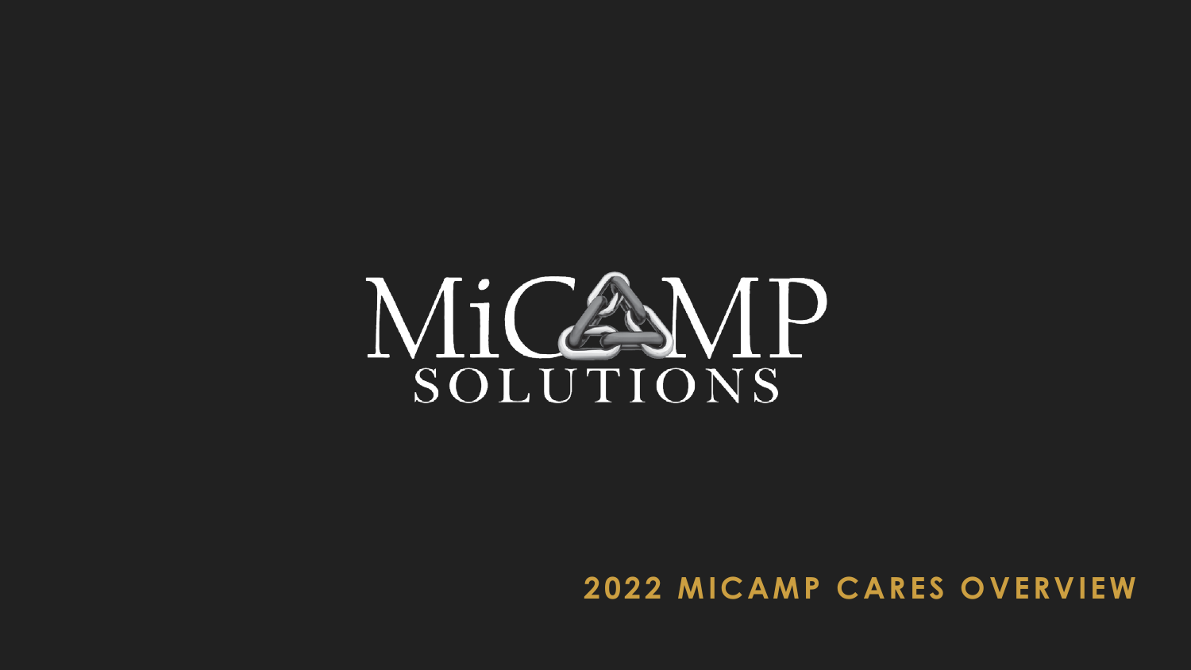# MiCAMP SOLUTIONS

## 2022 MICAMP CARES OVERVIEW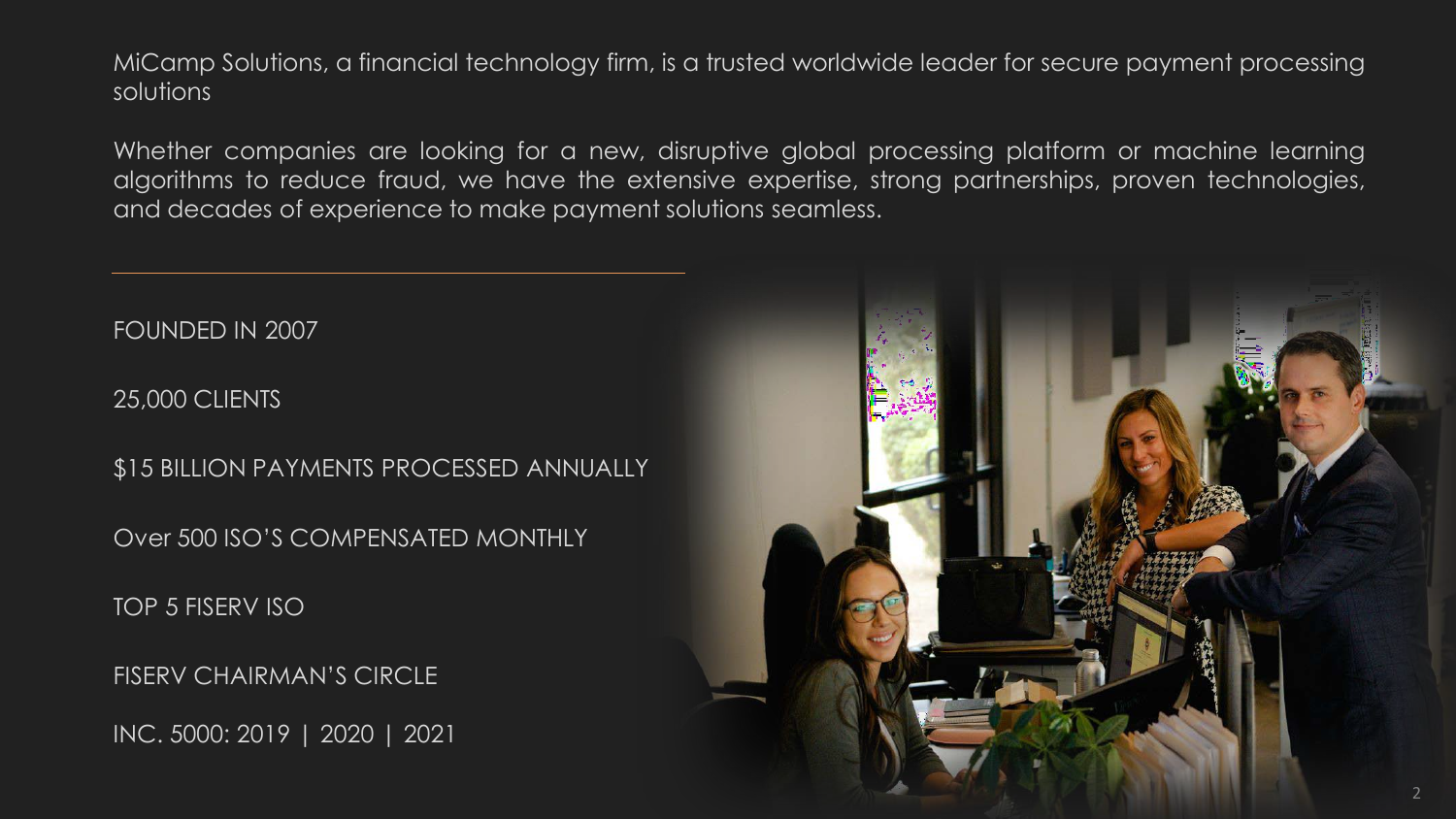MiCamp Solutions, a financial technology firm, is a trusted worldwide leader for secure payment processing solutions

Whether companies are looking for a new, disruptive global processing platform or machine learning algorithms to reduce fraud, we have the extensive expertise, strong partnerships, proven technologies, and decades of experience to make payment solutions seamless.

---

FOUNDED IN 2007

25,000 CLIENTS

$15 BILLION PAYMENTS PROCESSED ANNUALLY

Over 500 ISO'S COMPENSATED MONTHLY

TOP 5 FISERV ISO

FISERV CHAIRMAN'S CIRCLE

INC. 5000: 2019 | 2020 | 2021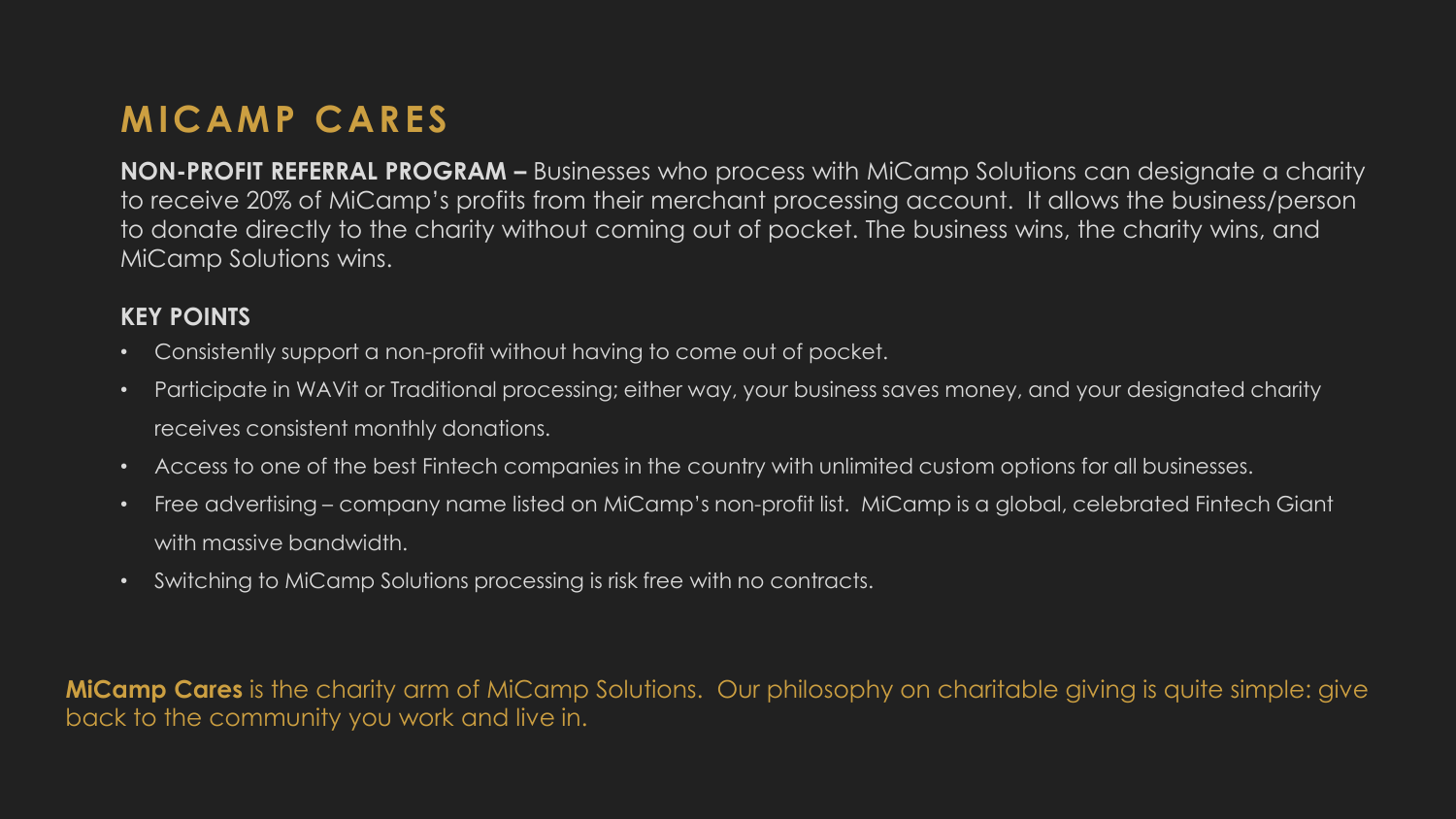# MICAMP CARES

**NON-PROFIT REFERRAL PROGRAM –** Businesses who process with MiCamp Solutions can designate a charity to receive 20% of MiCamp's profits from their merchant processing account. It allows the business/person to donate directly to the charity without coming out of pocket. The business wins, the charity wins, and MiCamp Solutions wins.

**KEY POINTS**

- Consistently support a non-profit without having to come out of pocket.
- Participate in WAVit or Traditional processing; either way, your business saves money, and your designated charity receives consistent monthly donations.
- Access to one of the best Fintech companies in the country with unlimited custom options for all businesses.
- Free advertising – company name listed on MiCamp's non-profit list. MiCamp is a global, celebrated Fintech Giant with massive bandwidth.
- Switching to MiCamp Solutions processing is risk free with no contracts.

**MiCamp Cares** is the charity arm of MiCamp Solutions. Our philosophy on charitable giving is quite simple: give back to the community you work and live in.